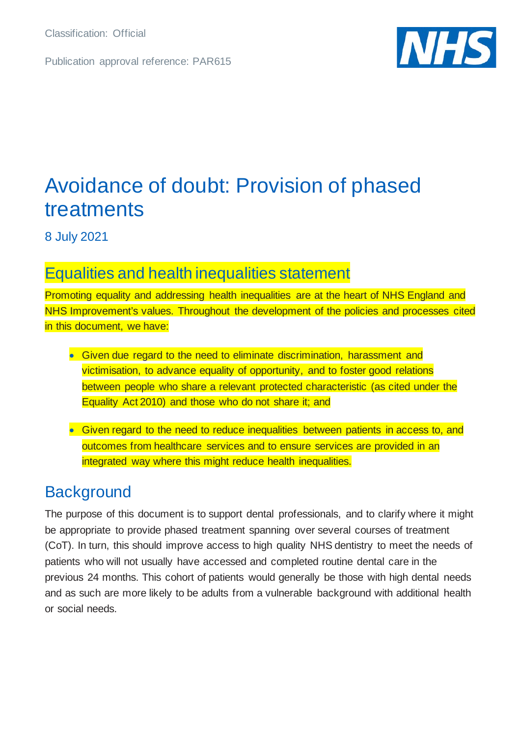Classification: Official

Publication approval reference: PAR615

# Avoidance of doubt: Provision of phased treatments

8 July 2021

## Equalities and health inequalities statement

Promoting equality and addressing health inequalities are at the heart of NHS England and NHS Improvement's values. Throughout the development of the policies and processes cited in this document, we have:

- Given due regard to the need to eliminate discrimination, harassment and victimisation, to advance equality of opportunity, and to foster good relations between people who share a relevant protected characteristic (as cited under the Equality Act 2010) and those who do not share it; and
- Given regard to the need to reduce inequalities between patients in access to, and outcomes from healthcare services and to ensure services are provided in an integrated way where this might reduce health inequalities.

## Background

The purpose of this document is to support dental professionals, and to clarify where it might be appropriate to provide phased treatment spanning over several courses of treatment (CoT). In turn, this should improve access to high quality NHS dentistry to meet the needs of patients who will not usually have accessed and completed routine dental care in the previous 24 months. This cohort of patients would generally be those with high dental needs and as such are more likely to be adults from a vulnerable background with additional health or social needs.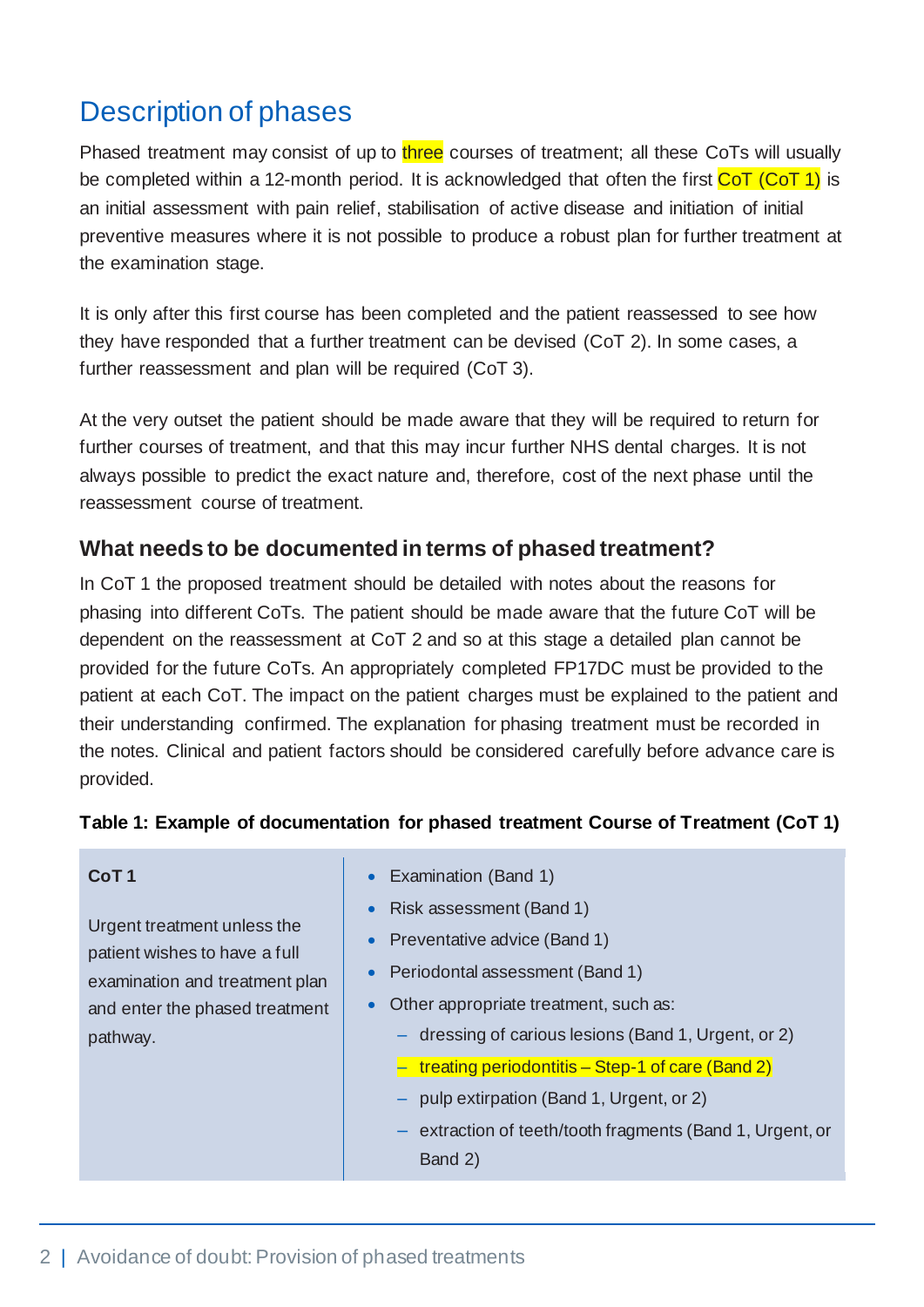# Description of phases

Phased treatment may consist of up to three courses of treatment; all these CoTs will usually be completed within a 12-month period. It is acknowledged that often the first CoT (CoT 1) is an initial assessment with pain relief, stabilisation of active disease and initiation of initial preventive measures where it is not possible to produce a robust plan for further treatment at the examination stage.

It is only after this first course has been completed and the patient reassessed to see how they have responded that a further treatment can be devised (CoT 2). In some cases, a further reassessment and plan will be required (CoT 3).

At the very outset the patient should be made aware that they will be required to return for further courses of treatment, and that this may incur further NHS dental charges. It is not always possible to predict the exact nature and, therefore, cost of the next phase until the reassessment course of treatment.

## What needs to be documented in terms of phased treatment?

In CoT 1 the proposed treatment should be detailed with notes about the reasons for phasing into different CoTs. The patient should be made aware that the future CoT will be dependent on the reassessment at CoT 2 and so at this stage a detailed plan cannot be provided for the future CoTs. An appropriately completed FP17DC must be provided to the patient at each CoT. The impact on the patient charges must be explained to the patient and their understanding confirmed. The explanation for phasing treatment must be recorded in the notes. Clinical and patient factors should be considered carefully before advance care is provided.

**Table 1: Example of documentation for phased treatment Course of Treatment (CoT 1)**

| **CoT 1**<br><br>Urgent treatment unless the patient wishes to have a full examination and treatment plan and enter the phased treatment pathway. | • Examination (Band 1)<br>• Risk assessment (Band 1)<br>• Preventative advice (Band 1)<br>• Periodontal assessment (Band 1)<br>• Other appropriate treatment, such as:<br>&nbsp;&nbsp;– dressing of carious lesions (Band 1, Urgent, or 2)<br>&nbsp;&nbsp;– treating periodontitis – Step-1 of care (Band 2)<br>&nbsp;&nbsp;– pulp extirpation (Band 1, Urgent, or 2)<br>&nbsp;&nbsp;– extraction of teeth/tooth fragments (Band 1, Urgent, or Band 2) |
|---|---|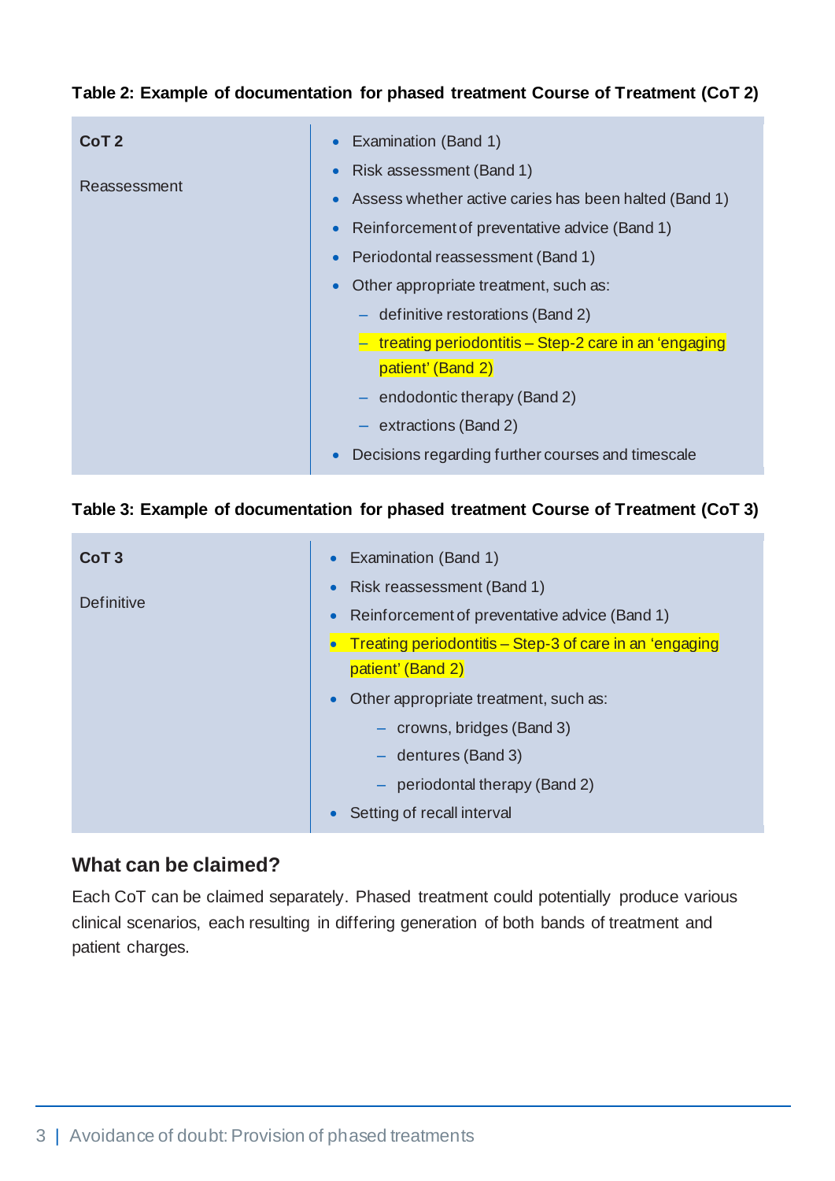**Table 2: Example of documentation for phased treatment Course of Treatment (CoT 2)**

| **CoT 2**<br><br>Reassessment | • Examination (Band 1)<br>• Risk assessment (Band 1)<br>• Assess whether active caries has been halted (Band 1)<br>• Reinforcement of preventative advice (Band 1)<br>• Periodontal reassessment (Band 1)<br>• Other appropriate treatment, such as:<br>  – definitive restorations (Band 2)<br>  – treating periodontitis – Step-2 care in an 'engaging patient' (Band 2)<br>  – endodontic therapy (Band 2)<br>  – extractions (Band 2)<br>• Decisions regarding further courses and timescale |
|---|---|

**Table 3: Example of documentation for phased treatment Course of Treatment (CoT 3)**

| **CoT 3**<br><br>Definitive | • Examination (Band 1)<br>• Risk reassessment (Band 1)<br>• Reinforcement of preventative advice (Band 1)<br>• Treating periodontitis – Step-3 of care in an 'engaging patient' (Band 2)<br>• Other appropriate treatment, such as:<br>  – crowns, bridges (Band 3)<br>  – dentures (Band 3)<br>  – periodontal therapy (Band 2)<br>• Setting of recall interval |
|---|---|

## What can be claimed?

Each CoT can be claimed separately. Phased treatment could potentially produce various clinical scenarios, each resulting in differing generation of both bands of treatment and patient charges.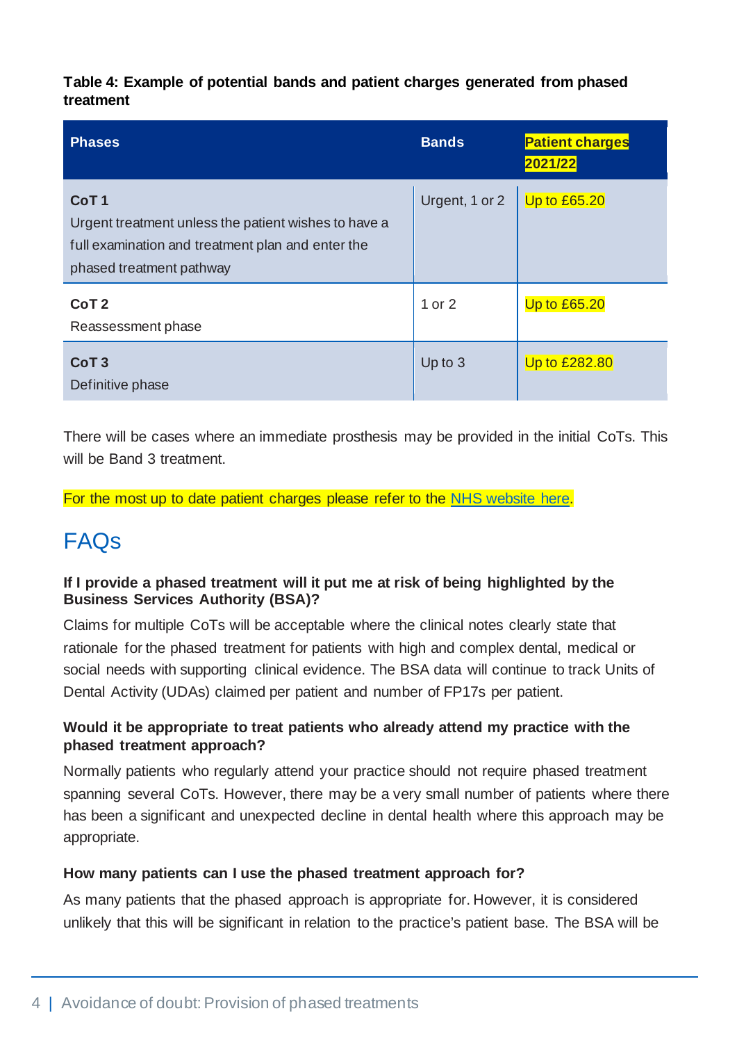**Table 4: Example of potential bands and patient charges generated from phased treatment**

| Phases | Bands | Patient charges 2021/22 |
| --- | --- | --- |
| **CoT 1**<br>Urgent treatment unless the patient wishes to have a full examination and treatment plan and enter the phased treatment pathway | Urgent, 1 or 2 | Up to £65.20 |
| **CoT 2**<br>Reassessment phase | 1 or 2 | Up to £65.20 |
| **CoT 3**<br>Definitive phase | Up to 3 | Up to £282.80 |

There will be cases where an immediate prosthesis may be provided in the initial CoTs. This will be Band 3 treatment.

For the most up to date patient charges please refer to the [NHS website here](#).

## FAQs

**If I provide a phased treatment will it put me at risk of being highlighted by the Business Services Authority (BSA)?**

Claims for multiple CoTs will be acceptable where the clinical notes clearly state that rationale for the phased treatment for patients with high and complex dental, medical or social needs with supporting clinical evidence. The BSA data will continue to track Units of Dental Activity (UDAs) claimed per patient and number of FP17s per patient.

**Would it be appropriate to treat patients who already attend my practice with the phased treatment approach?**

Normally patients who regularly attend your practice should not require phased treatment spanning several CoTs. However, there may be a very small number of patients where there has been a significant and unexpected decline in dental health where this approach may be appropriate.

**How many patients can I use the phased treatment approach for?**

As many patients that the phased approach is appropriate for. However, it is considered unlikely that this will be significant in relation to the practice's patient base. The BSA will be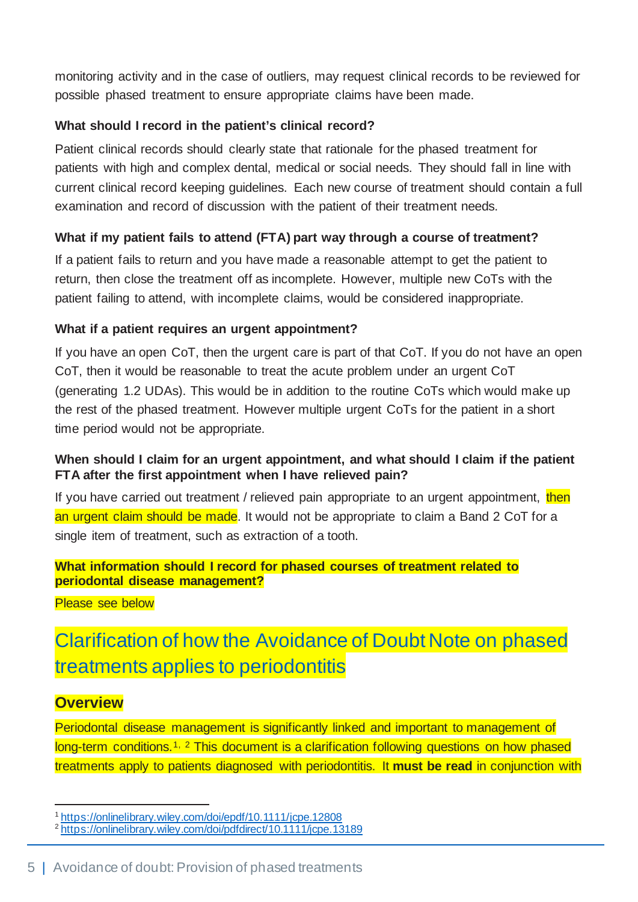monitoring activity and in the case of outliers, may request clinical records to be reviewed for possible phased treatment to ensure appropriate claims have been made.

**What should I record in the patient's clinical record?**

Patient clinical records should clearly state that rationale for the phased treatment for patients with high and complex dental, medical or social needs. They should fall in line with current clinical record keeping guidelines. Each new course of treatment should contain a full examination and record of discussion with the patient of their treatment needs.

**What if my patient fails to attend (FTA) part way through a course of treatment?**

If a patient fails to return and you have made a reasonable attempt to get the patient to return, then close the treatment off as incomplete. However, multiple new CoTs with the patient failing to attend, with incomplete claims, would be considered inappropriate.

**What if a patient requires an urgent appointment?**

If you have an open CoT, then the urgent care is part of that CoT. If you do not have an open CoT, then it would be reasonable to treat the acute problem under an urgent CoT (generating 1.2 UDAs). This would be in addition to the routine CoTs which would make up the rest of the phased treatment. However multiple urgent CoTs for the patient in a short time period would not be appropriate.

**When should I claim for an urgent appointment, and what should I claim if the patient FTA after the first appointment when I have relieved pain?**

If you have carried out treatment / relieved pain appropriate to an urgent appointment, then an urgent claim should be made. It would not be appropriate to claim a Band 2 CoT for a single item of treatment, such as extraction of a tooth.

**What information should I record for phased courses of treatment related to periodontal disease management?**

Please see below

## Clarification of how the Avoidance of Doubt Note on phased treatments applies to periodontitis

### Overview

Periodontal disease management is significantly linked and important to management of long-term conditions.[1, 2] This document is a clarification following questions on how phased treatments apply to patients diagnosed with periodontitis. It **must be read** in conjunction with

[1] https://onlinelibrary.wiley.com/doi/epdf/10.1111/jcpe.12808
[2] https://onlinelibrary.wiley.com/doi/pdfdirect/10.1111/jcpe.13189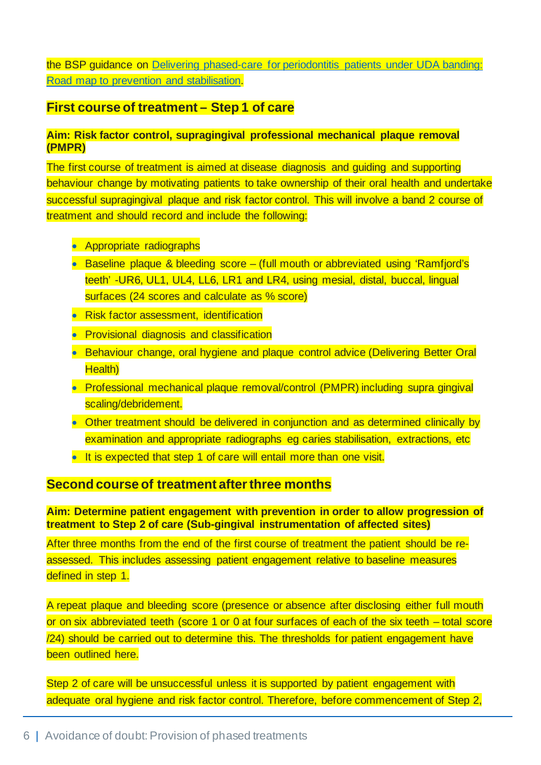the BSP guidance on [Delivering phased-care for periodontitis patients under UDA banding: Road map to prevention and stabilisation](#).

## First course of treatment – Step 1 of care

**Aim: Risk factor control, supragingival professional mechanical plaque removal (PMPR)**

The first course of treatment is aimed at disease diagnosis and guiding and supporting behaviour change by motivating patients to take ownership of their oral health and undertake successful supragingival plaque and risk factor control. This will involve a band 2 course of treatment and should record and include the following:

- Appropriate radiographs
- Baseline plaque & bleeding score – (full mouth or abbreviated using 'Ramfjord's teeth' -UR6, UL1, UL4, LL6, LR1 and LR4, using mesial, distal, buccal, lingual surfaces (24 scores and calculate as % score)
- Risk factor assessment, identification
- Provisional diagnosis and classification
- Behaviour change, oral hygiene and plaque control advice (Delivering Better Oral Health)
- Professional mechanical plaque removal/control (PMPR) including supra gingival scaling/debridement.
- Other treatment should be delivered in conjunction and as determined clinically by examination and appropriate radiographs eg caries stabilisation, extractions, etc
- It is expected that step 1 of care will entail more than one visit.

## Second course of treatment after three months

**Aim: Determine patient engagement with prevention in order to allow progression of treatment to Step 2 of care (Sub-gingival instrumentation of affected sites)**

After three months from the end of the first course of treatment the patient should be re-assessed. This includes assessing patient engagement relative to baseline measures defined in step 1.

A repeat plaque and bleeding score (presence or absence after disclosing either full mouth or on six abbreviated teeth (score 1 or 0 at four surfaces of each of the six teeth – total score /24) should be carried out to determine this. The thresholds for patient engagement have been outlined here.

Step 2 of care will be unsuccessful unless it is supported by patient engagement with adequate oral hygiene and risk factor control. Therefore, before commencement of Step 2,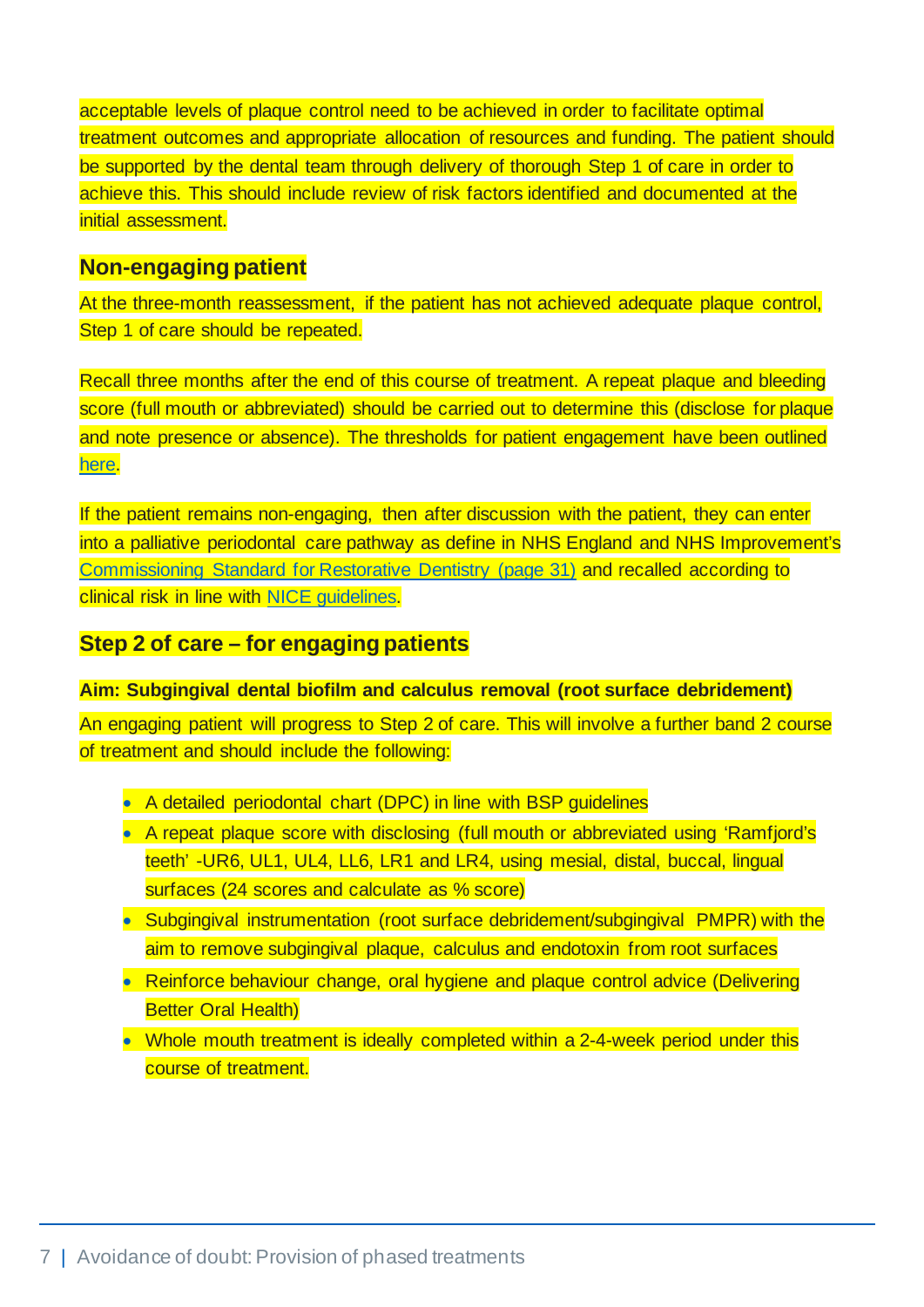acceptable levels of plaque control need to be achieved in order to facilitate optimal treatment outcomes and appropriate allocation of resources and funding. The patient should be supported by the dental team through delivery of thorough Step 1 of care in order to achieve this. This should include review of risk factors identified and documented at the initial assessment.

## Non-engaging patient

At the three-month reassessment, if the patient has not achieved adequate plaque control, Step 1 of care should be repeated.

Recall three months after the end of this course of treatment. A repeat plaque and bleeding score (full mouth or abbreviated) should be carried out to determine this (disclose for plaque and note presence or absence). The thresholds for patient engagement have been outlined here.

If the patient remains non-engaging, then after discussion with the patient, they can enter into a palliative periodontal care pathway as define in NHS England and NHS Improvement's Commissioning Standard for Restorative Dentistry (page 31) and recalled according to clinical risk in line with NICE guidelines.

## Step 2 of care – for engaging patients

**Aim: Subgingival dental biofilm and calculus removal (root surface debridement)**

An engaging patient will progress to Step 2 of care. This will involve a further band 2 course of treatment and should include the following:

- A detailed periodontal chart (DPC) in line with BSP guidelines
- A repeat plaque score with disclosing (full mouth or abbreviated using 'Ramfjord's teeth' -UR6, UL1, UL4, LL6, LR1 and LR4, using mesial, distal, buccal, lingual surfaces (24 scores and calculate as % score)
- Subgingival instrumentation (root surface debridement/subgingival PMPR) with the aim to remove subgingival plaque, calculus and endotoxin from root surfaces
- Reinforce behaviour change, oral hygiene and plaque control advice (Delivering Better Oral Health)
- Whole mouth treatment is ideally completed within a 2-4-week period under this course of treatment.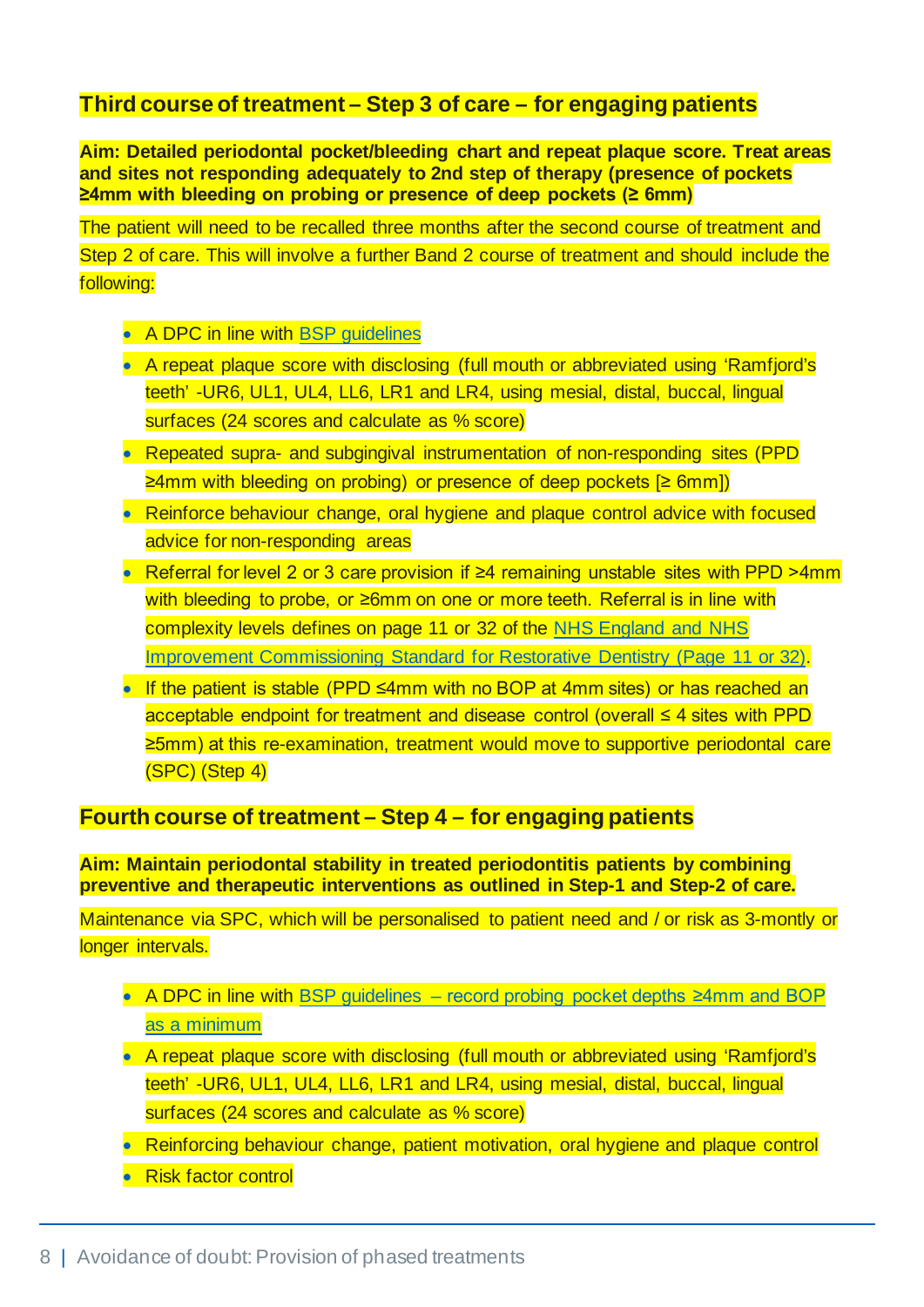## Third course of treatment – Step 3 of care – for engaging patients

**Aim: Detailed periodontal pocket/bleeding chart and repeat plaque score. Treat areas and sites not responding adequately to 2nd step of therapy (presence of pockets ≥4mm with bleeding on probing or presence of deep pockets (≥ 6mm)**

The patient will need to be recalled three months after the second course of treatment and Step 2 of care. This will involve a further Band 2 course of treatment and should include the following:

- A DPC in line with [BSP guidelines]
- A repeat plaque score with disclosing (full mouth or abbreviated using 'Ramfjord's teeth' -UR6, UL1, UL4, LL6, LR1 and LR4, using mesial, distal, buccal, lingual surfaces (24 scores and calculate as % score)
- Repeated supra- and subgingival instrumentation of non-responding sites (PPD ≥4mm with bleeding on probing) or presence of deep pockets [≥ 6mm])
- Reinforce behaviour change, oral hygiene and plaque control advice with focused advice for non-responding areas
- Referral for level 2 or 3 care provision if ≥4 remaining unstable sites with PPD >4mm with bleeding to probe, or ≥6mm on one or more teeth. Referral is in line with complexity levels defines on page 11 or 32 of the [NHS England and NHS Improvement Commissioning Standard for Restorative Dentistry (Page 11 or 32)].
- If the patient is stable (PPD ≤4mm with no BOP at 4mm sites) or has reached an acceptable endpoint for treatment and disease control (overall ≤ 4 sites with PPD ≥5mm) at this re-examination, treatment would move to supportive periodontal care (SPC) (Step 4)

## Fourth course of treatment – Step 4 – for engaging patients

**Aim: Maintain periodontal stability in treated periodontitis patients by combining preventive and therapeutic interventions as outlined in Step-1 and Step-2 of care.**

Maintenance via SPC, which will be personalised to patient need and / or risk as 3-montly or longer intervals.

- A DPC in line with [BSP guidelines – record probing pocket depths ≥4mm and BOP as a minimum]
- A repeat plaque score with disclosing (full mouth or abbreviated using 'Ramfjord's teeth' -UR6, UL1, UL4, LL6, LR1 and LR4, using mesial, distal, buccal, lingual surfaces (24 scores and calculate as % score)
- Reinforcing behaviour change, patient motivation, oral hygiene and plaque control
- Risk factor control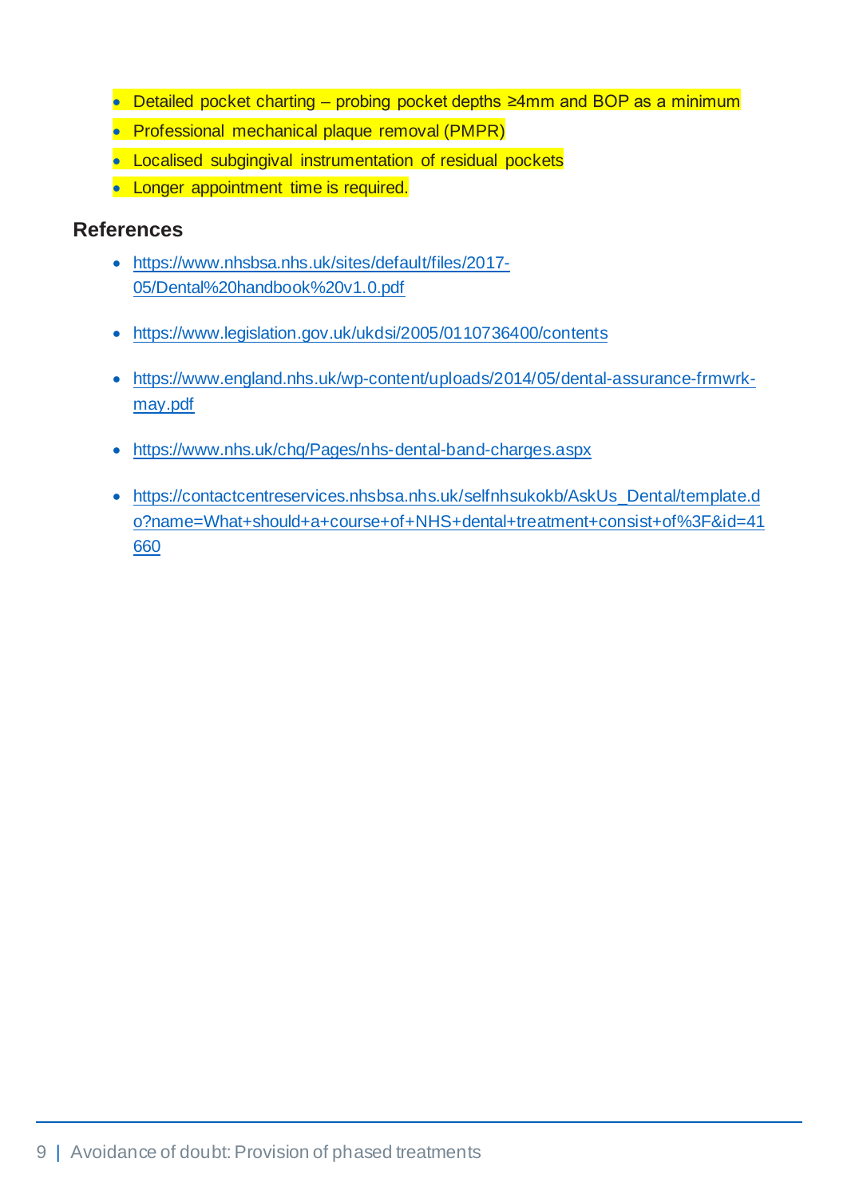- Detailed pocket charting – probing pocket depths ≥4mm and BOP as a minimum
- Professional mechanical plaque removal (PMPR)
- Localised subgingival instrumentation of residual pockets
- Longer appointment time is required.

## References

- https://www.nhsbsa.nhs.uk/sites/default/files/2017-05/Dental%20handbook%20v1.0.pdf
- https://www.legislation.gov.uk/ukdsi/2005/0110736400/contents
- https://www.england.nhs.uk/wp-content/uploads/2014/05/dental-assurance-frmwrk-may.pdf
- https://www.nhs.uk/chq/Pages/nhs-dental-band-charges.aspx
- https://contactcentreservices.nhsbsa.nhs.uk/selfnhsukokb/AskUs_Dental/template.do?name=What+should+a+course+of+NHS+dental+treatment+consist+of%3F&id=41660